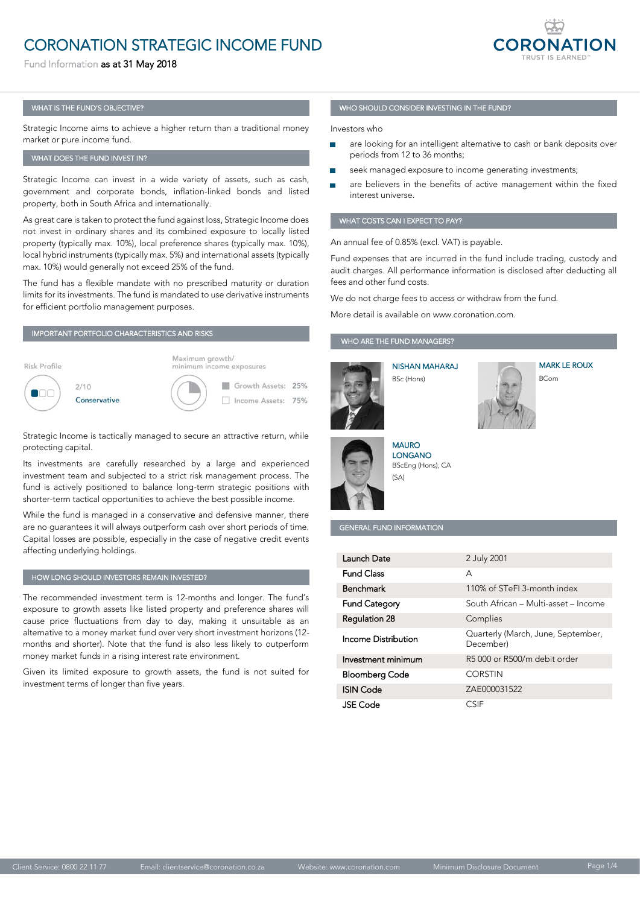# CORONATION STRATEGIC INCOME FUND

Fund Information **as at 31 May 2018**

## WHAT IS THE FUND'S OBJECTIVE?

Strategic Income aims to achieve a higher return than a traditional money market or pure income fund.

## WHAT DOES THE FUND INVEST IN?

Strategic Income can invest in a wide variety of assets, such as cash, government and corporate bonds, inflation-linked bonds and listed property, both in South Africa and internationally.

As great care is taken to protect the fund against loss, Strategic Income does not invest in ordinary shares and its combined exposure to locally listed property (typically max. 10%), local preference shares (typically max. 10%), local hybrid instruments (typically max. 5%) and international assets (typically max. 10%) would generally not exceed 25% of the fund.

The fund has a flexible mandate with no prescribed maturity or duration limits for its investments. The fund is mandated to use derivative instruments for efficient portfolio management purposes.

## IMPORTANT PORTFOLIO CHARACTERISTICS AND RISKS

Risk Profile: 2/10 Conservative

Maximum growth/minimum income exposures:
- Growth Assets: 25%
- Income Assets: 75%

Strategic Income is tactically managed to secure an attractive return, while protecting capital.

Its investments are carefully researched by a large and experienced investment team and subjected to a strict risk management process. The fund is actively positioned to balance long-term strategic positions with shorter-term tactical opportunities to achieve the best possible income.

While the fund is managed in a conservative and defensive manner, there are no guarantees it will always outperform cash over short periods of time. Capital losses are possible, especially in the case of negative credit events affecting underlying holdings.

## HOW LONG SHOULD INVESTORS REMAIN INVESTED?

The recommended investment term is 12-months and longer. The fund's exposure to growth assets like listed property and preference shares will cause price fluctuations from day to day, making it unsuitable as an alternative to a money market fund over very short investment horizons (12-months and shorter). Note that the fund is also less likely to outperform money market funds in a rising interest rate environment.

Given its limited exposure to growth assets, the fund is not suited for investment terms of longer than five years.

## WHO SHOULD CONSIDER INVESTING IN THE FUND?

Investors who

- are looking for an intelligent alternative to cash or bank deposits over periods from 12 to 36 months;
- seek managed exposure to income generating investments;
- are believers in the benefits of active management within the fixed interest universe.

## WHAT COSTS CAN I EXPECT TO PAY?

An annual fee of 0.85% (excl. VAT) is payable.

Fund expenses that are incurred in the fund include trading, custody and audit charges. All performance information is disclosed after deducting all fees and other fund costs.

We do not charge fees to access or withdraw from the fund.

More detail is available on www.coronation.com.

## WHO ARE THE FUND MANAGERS?

**NISHAN MAHARAJ**
BSc (Hons)

**MARK LE ROUX**
BCom

**MAURO LONGANO**
BScEng (Hons), CA (SA)

## GENERAL FUND INFORMATION

| | |
|---|---|
| Launch Date | 2 July 2001 |
| Fund Class | A |
| Benchmark | 110% of STeFI 3-month index |
| Fund Category | South African – Multi-asset – Income |
| Regulation 28 | Complies |
| Income Distribution | Quarterly (March, June, September, December) |
| Investment minimum | R5 000 or R500/m debit order |
| Bloomberg Code | CORSTIN |
| ISIN Code | ZAE000031522 |
| JSE Code | CSIF |

Client Service: 0800 22 11 77 | Email: clientservice@coronation.co.za | Website: www.coronation.com | Minimum Disclosure Document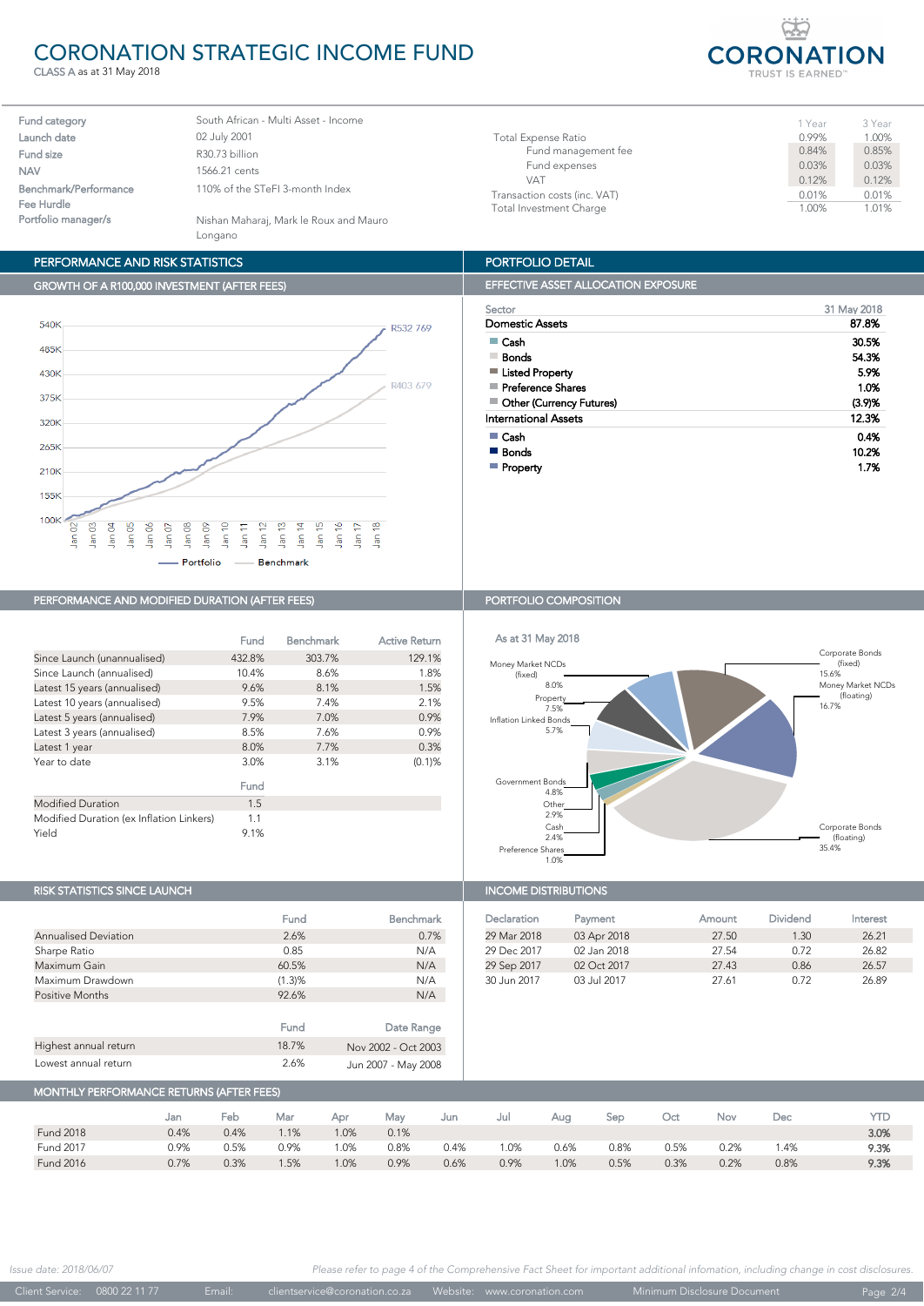# CORONATION STRATEGIC INCOME FUND

CLASS A as at 31 May 2018

| | |
|---|---|
| Fund category | South African - Multi Asset - Income |
| Launch date | 02 July 2001 |
| Fund size | R30.73 billion |
| NAV | 1566.21 cents |
| Benchmark/Performance Fee Hurdle | 110% of the STeFI 3-month Index |
| Portfolio manager/s | Nishan Maharaj, Mark le Roux and Mauro Longano |

| | 1 Year | 3 Year |
|---|---|---|
| Total Expense Ratio | 0.99% | 1.00% |
| Fund management fee | 0.84% | 0.85% |
| Fund expenses | 0.03% | 0.03% |
| VAT | 0.12% | 0.12% |
| Transaction costs (inc. VAT) | 0.01% | 0.01% |
| Total Investment Charge | 1.00% | 1.01% |

## PERFORMANCE AND RISK STATISTICS

### GROWTH OF A R100,000 INVESTMENT (AFTER FEES)

Portfolio: R532 769
Benchmark: R403 679

## PORTFOLIO DETAIL

### EFFECTIVE ASSET ALLOCATION EXPOSURE

| Sector | 31 May 2018 |
|---|---|
| **Domestic Assets** | **87.8%** |
| Cash | 30.5% |
| Bonds | 54.3% |
| Listed Property | 5.9% |
| Preference Shares | 1.0% |
| Other (Currency Futures) | (3.9)% |
| **International Assets** | **12.3%** |
| Cash | 0.4% |
| Bonds | 10.2% |
| Property | 1.7% |

### PERFORMANCE AND MODIFIED DURATION (AFTER FEES)

| | Fund | Benchmark | Active Return |
|---|---|---|---|
| Since Launch (unannualised) | 432.8% | 303.7% | 129.1% |
| Since Launch (annualised) | 10.4% | 8.6% | 1.8% |
| Latest 15 years (annualised) | 9.6% | 8.1% | 1.5% |
| Latest 10 years (annualised) | 9.5% | 7.4% | 2.1% |
| Latest 5 years (annualised) | 7.9% | 7.0% | 0.9% |
| Latest 3 years (annualised) | 8.5% | 7.6% | 0.9% |
| Latest 1 year | 8.0% | 7.7% | 0.3% |
| Year to date | 3.0% | 3.1% | (0.1)% |

| | Fund |
|---|---|
| Modified Duration | 1.5 |
| Modified Duration (ex Inflation Linkers) | 1.1 |
| Yield | 9.1% |

### PORTFOLIO COMPOSITION

As at 31 May 2018

| Asset | % |
|---|---|
| Corporate Bonds (fixed) | 15.6% |
| Money Market NCDs (floating) | 16.7% |
| Corporate Bonds (floating) | 35.4% |
| Preference Shares | 1.0% |
| Cash | 2.4% |
| Other | 2.9% |
| Government Bonds | 4.8% |
| Inflation Linked Bonds | 5.7% |
| Property | 7.5% |
| Money Market NCDs (fixed) | 8.0% |

### RISK STATISTICS SINCE LAUNCH

| | Fund | Benchmark |
|---|---|---|
| Annualised Deviation | 2.6% | 0.7% |
| Sharpe Ratio | 0.85 | N/A |
| Maximum Gain | 60.5% | N/A |
| Maximum Drawdown | (1.3)% | N/A |
| Positive Months | 92.6% | N/A |

| | Fund | Date Range |
|---|---|---|
| Highest annual return | 18.7% | Nov 2002 - Oct 2003 |
| Lowest annual return | 2.6% | Jun 2007 - May 2008 |

### INCOME DISTRIBUTIONS

| Declaration | Payment | Amount | Dividend | Interest |
|---|---|---|---|---|
| 29 Mar 2018 | 03 Apr 2018 | 27.50 | 1.30 | 26.21 |
| 29 Dec 2017 | 02 Jan 2018 | 27.54 | 0.72 | 26.82 |
| 29 Sep 2017 | 02 Oct 2017 | 27.43 | 0.86 | 26.57 |
| 30 Jun 2017 | 03 Jul 2017 | 27.61 | 0.72 | 26.89 |

### MONTHLY PERFORMANCE RETURNS (AFTER FEES)

| | Jan | Feb | Mar | Apr | May | Jun | Jul | Aug | Sep | Oct | Nov | Dec | YTD |
|---|---|---|---|---|---|---|---|---|---|---|---|---|---|
| Fund 2018 | 0.4% | 0.4% | 1.1% | 1.0% | 0.1% | | | | | | | | **3.0%** |
| Fund 2017 | 0.9% | 0.5% | 0.9% | 1.0% | 0.8% | 0.4% | 1.0% | 0.6% | 0.8% | 0.5% | 0.2% | 1.4% | **9.3%** |
| Fund 2016 | 0.7% | 0.3% | 1.5% | 1.0% | 0.9% | 0.6% | 0.9% | 1.0% | 0.5% | 0.3% | 0.2% | 0.8% | **9.3%** |

*Issue date: 2018/06/07*

*Please refer to page 4 of the Comprehensive Fact Sheet for important additional infomation, including change in cost disclosures.*

Client Service: 0800 22 11 77 Email: clientservice@coronation.co.za Website: www.coronation.com Minimum Disclosure Document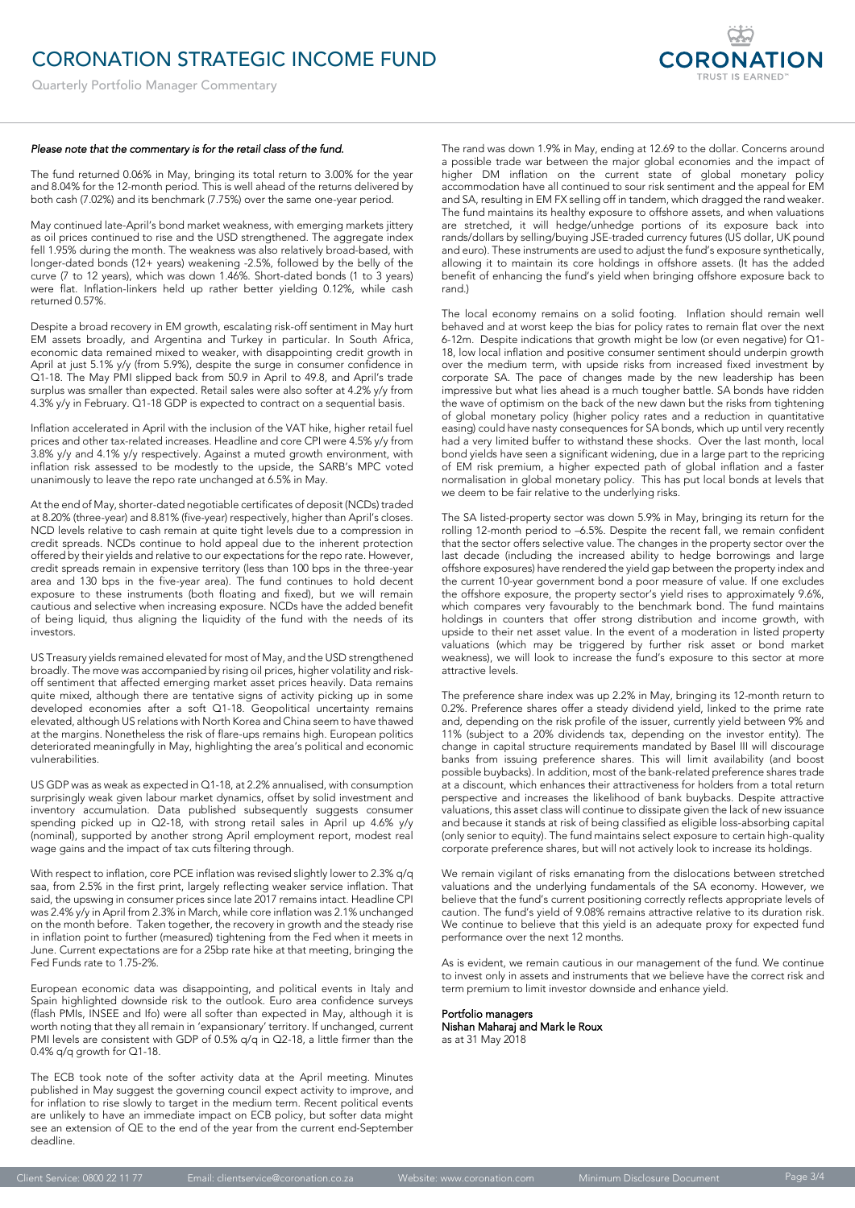# CORONATION STRATEGIC INCOME FUND

Quarterly Portfolio Manager Commentary

*Please note that the commentary is for the retail class of the fund.*

The fund returned 0.06% in May, bringing its total return to 3.00% for the year and 8.04% for the 12-month period. This is well ahead of the returns delivered by both cash (7.02%) and its benchmark (7.75%) over the same one-year period.

May continued late-April's bond market weakness, with emerging markets jittery as oil prices continued to rise and the USD strengthened. The aggregate index fell 1.95% during the month. The weakness was also relatively broad-based, with longer-dated bonds (12+ years) weakening -2.5%, followed by the belly of the curve (7 to 12 years), which was down 1.46%. Short-dated bonds (1 to 3 years) were flat. Inflation-linkers held up rather better yielding 0.12%, while cash returned 0.57%.

Despite a broad recovery in EM growth, escalating risk-off sentiment in May hurt EM assets broadly, and Argentina and Turkey in particular. In South Africa, economic data remained mixed to weaker, with disappointing credit growth in April at just 5.1% y/y (from 5.9%), despite the surge in consumer confidence in Q1-18. The May PMI slipped back from 50.9 in April to 49.8, and April's trade surplus was smaller than expected. Retail sales were also softer at 4.2% y/y from 4.3% y/y in February. Q1-18 GDP is expected to contract on a sequential basis.

Inflation accelerated in April with the inclusion of the VAT hike, higher retail fuel prices and other tax-related increases. Headline and core CPI were 4.5% y/y from 3.8% y/y and 4.1% y/y respectively. Against a muted growth environment, with inflation risk assessed to be modestly to the upside, the SARB's MPC voted unanimously to leave the repo rate unchanged at 6.5% in May.

At the end of May, shorter-dated negotiable certificates of deposit (NCDs) traded at 8.20% (three-year) and 8.81% (five-year) respectively, higher than April's closes. NCD levels relative to cash remain at quite tight levels due to a compression in credit spreads. NCDs continue to hold appeal due to the inherent protection offered by their yields and relative to our expectations for the repo rate. However, credit spreads remain in expensive territory (less than 100 bps in the three-year area and 130 bps in the five-year area). The fund continues to hold decent exposure to these instruments (both floating and fixed), but we will remain cautious and selective when increasing exposure. NCDs have the added benefit of being liquid, thus aligning the liquidity of the fund with the needs of its investors.

US Treasury yields remained elevated for most of May, and the USD strengthened broadly. The move was accompanied by rising oil prices, higher volatility and risk-off sentiment that affected emerging market asset prices heavily. Data remains quite mixed, although there are tentative signs of activity picking up in some developed economies after a soft Q1-18. Geopolitical uncertainty remains elevated, although US relations with North Korea and China seem to have thawed at the margins. Nonetheless the risk of flare-ups remains high. European politics deteriorated meaningfully in May, highlighting the area's political and economic vulnerabilities.

US GDP was as weak as expected in Q1-18, at 2.2% annualised, with consumption surprisingly weak given labour market dynamics, offset by solid investment and inventory accumulation. Data published subsequently suggests consumer spending picked up in Q2-18, with strong retail sales in April up 4.6% y/y (nominal), supported by another strong April employment report, modest real wage gains and the impact of tax cuts filtering through.

With respect to inflation, core PCE inflation was revised slightly lower to 2.3% q/q saa, from 2.5% in the first print, largely reflecting weaker service inflation. That said, the upswing in consumer prices since late 2017 remains intact. Headline CPI was 2.4% y/y in April from 2.3% in March, while core inflation was 2.1% unchanged on the month before. Taken together, the recovery in growth and the steady rise in inflation point to further (measured) tightening from the Fed when it meets in June. Current expectations are for a 25bp rate hike at that meeting, bringing the Fed Funds rate to 1.75-2%.

European economic data was disappointing, and political events in Italy and Spain highlighted downside risk to the outlook. Euro area confidence surveys (flash PMIs, INSEE and Ifo) were all softer than expected in May, although it is worth noting that they all remain in 'expansionary' territory. If unchanged, current PMI levels are consistent with GDP of 0.5% q/q in Q2-18, a little firmer than the 0.4% q/q growth for Q1-18.

The ECB took note of the softer activity data at the April meeting. Minutes published in May suggest the governing council expect activity to improve, and for inflation to rise slowly to target in the medium term. Recent political events are unlikely to have an immediate impact on ECB policy, but softer data might see an extension of QE to the end of the year from the current end-September deadline.

The rand was down 1.9% in May, ending at 12.69 to the dollar. Concerns around a possible trade war between the major global economies and the impact of higher DM inflation on the current state of global monetary policy accommodation have all continued to sour risk sentiment and the appeal for EM and SA, resulting in EM FX selling off in tandem, which dragged the rand weaker. The fund maintains its healthy exposure to offshore assets, and when valuations are stretched, it will hedge/unhedge portions of its exposure back into rands/dollars by selling/buying JSE-traded currency futures (US dollar, UK pound and euro). These instruments are used to adjust the fund's exposure synthetically, allowing it to maintain its core holdings in offshore assets. (It has the added benefit of enhancing the fund's yield when bringing offshore exposure back to rand.)

The local economy remains on a solid footing. Inflation should remain well behaved and at worst keep the bias for policy rates to remain flat over the next 6-12m. Despite indications that growth might be low (or even negative) for Q1-18, low local inflation and positive consumer sentiment should underpin growth over the medium term, with upside risks from increased fixed investment by corporate SA. The pace of changes made by the new leadership has been impressive but what lies ahead is a much tougher battle. SA bonds have ridden the wave of optimism on the back of the new dawn but the risks from tightening of global monetary policy (higher policy rates and a reduction in quantitative easing) could have nasty consequences for SA bonds, which up until very recently had a very limited buffer to withstand these shocks. Over the last month, local bond yields have seen a significant widening, due in a large part to the repricing of EM risk premium, a higher expected path of global inflation and a faster normalisation in global monetary policy. This has put local bonds at levels that we deem to be fair relative to the underlying risks.

The SA listed-property sector was down 5.9% in May, bringing its return for the rolling 12-month period to –6.5%. Despite the recent fall, we remain confident that the sector offers selective value. The changes in the property sector over the last decade (including the increased ability to hedge borrowings and large offshore exposures) have rendered the yield gap between the property index and the current 10-year government bond a poor measure of value. If one excludes the offshore exposure, the property sector's yield rises to approximately 9.6%, which compares very favourably to the benchmark bond. The fund maintains holdings in counters that offer strong distribution and income growth, with upside to their net asset value. In the event of a moderation in listed property valuations (which may be triggered by further risk asset or bond market weakness), we will look to increase the fund's exposure to this sector at more attractive levels.

The preference share index was up 2.2% in May, bringing its 12-month return to 0.2%. Preference shares offer a steady dividend yield, linked to the prime rate and, depending on the risk profile of the issuer, currently yield between 9% and 11% (subject to a 20% dividends tax, depending on the investor entity). The change in capital structure requirements mandated by Basel III will discourage banks from issuing preference shares. This will limit availability (and boost possible buybacks). In addition, most of the bank-related preference shares trade at a discount, which enhances their attractiveness for holders from a total return perspective and increases the likelihood of bank buybacks. Despite attractive valuations, this asset class will continue to dissipate given the lack of new issuance and because it stands at risk of being classified as eligible loss-absorbing capital (only senior to equity). The fund maintains select exposure to certain high-quality corporate preference shares, but will not actively look to increase its holdings.

We remain vigilant of risks emanating from the dislocations between stretched valuations and the underlying fundamentals of the SA economy. However, we believe that the fund's current positioning correctly reflects appropriate levels of caution. The fund's yield of 9.08% remains attractive relative to its duration risk. We continue to believe that this yield is an adequate proxy for expected fund performance over the next 12 months.

As is evident, we remain cautious in our management of the fund. We continue to invest only in assets and instruments that we believe have the correct risk and term premium to limit investor downside and enhance yield.

**Portfolio managers**
**Nishan Maharaj and Mark le Roux**
as at 31 May 2018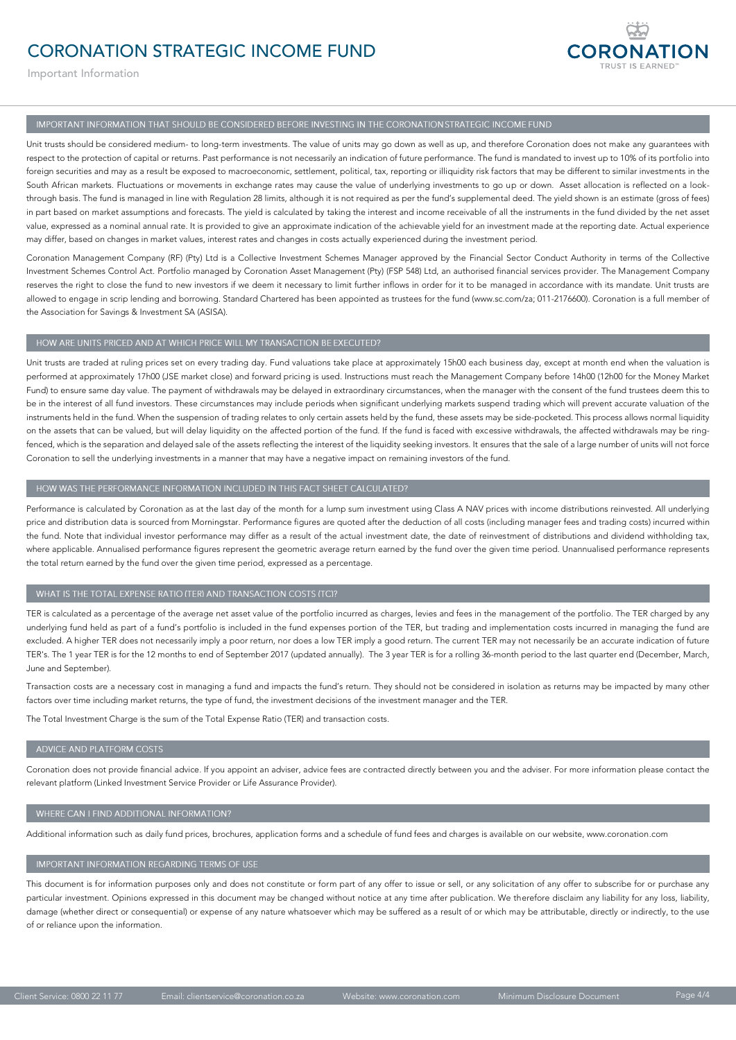# CORONATION STRATEGIC INCOME FUND

Important Information

## IMPORTANT INFORMATION THAT SHOULD BE CONSIDERED BEFORE INVESTING IN THE CORONATION STRATEGIC INCOME FUND

Unit trusts should be considered medium- to long-term investments. The value of units may go down as well as up, and therefore Coronation does not make any guarantees with respect to the protection of capital or returns. Past performance is not necessarily an indication of future performance. The fund is mandated to invest up to 10% of its portfolio into foreign securities and may as a result be exposed to macroeconomic, settlement, political, tax, reporting or illiquidity risk factors that may be different to similar investments in the South African markets. Fluctuations or movements in exchange rates may cause the value of underlying investments to go up or down. Asset allocation is reflected on a look-through basis. The fund is managed in line with Regulation 28 limits, although it is not required as per the fund's supplemental deed. The yield shown is an estimate (gross of fees) in part based on market assumptions and forecasts. The yield is calculated by taking the interest and income receivable of all the instruments in the fund divided by the net asset value, expressed as a nominal annual rate. It is provided to give an approximate indication of the achievable yield for an investment made at the reporting date. Actual experience may differ, based on changes in market values, interest rates and changes in costs actually experienced during the investment period.

Coronation Management Company (RF) (Pty) Ltd is a Collective Investment Schemes Manager approved by the Financial Sector Conduct Authority in terms of the Collective Investment Schemes Control Act. Portfolio managed by Coronation Asset Management (Pty) (FSP 548) Ltd, an authorised financial services provider. The Management Company reserves the right to close the fund to new investors if we deem it necessary to limit further inflows in order for it to be managed in accordance with its mandate. Unit trusts are allowed to engage in scrip lending and borrowing. Standard Chartered has been appointed as trustees for the fund (www.sc.com/za; 011-2176600). Coronation is a full member of the Association for Savings & Investment SA (ASISA).

## HOW ARE UNITS PRICED AND AT WHICH PRICE WILL MY TRANSACTION BE EXECUTED?

Unit trusts are traded at ruling prices set on every trading day. Fund valuations take place at approximately 15h00 each business day, except at month end when the valuation is performed at approximately 17h00 (JSE market close) and forward pricing is used. Instructions must reach the Management Company before 14h00 (12h00 for the Money Market Fund) to ensure same day value. The payment of withdrawals may be delayed in extraordinary circumstances, when the manager with the consent of the fund trustees deem this to be in the interest of all fund investors. These circumstances may include periods when significant underlying markets suspend trading which will prevent accurate valuation of the instruments held in the fund. When the suspension of trading relates to only certain assets held by the fund, these assets may be side-pocketed. This process allows normal liquidity on the assets that can be valued, but will delay liquidity on the affected portion of the fund. If the fund is faced with excessive withdrawals, the affected withdrawals may be ring-fenced, which is the separation and delayed sale of the assets reflecting the interest of the liquidity seeking investors. It ensures that the sale of a large number of units will not force Coronation to sell the underlying investments in a manner that may have a negative impact on remaining investors of the fund.

## HOW WAS THE PERFORMANCE INFORMATION INCLUDED IN THIS FACT SHEET CALCULATED?

Performance is calculated by Coronation as at the last day of the month for a lump sum investment using Class A NAV prices with income distributions reinvested. All underlying price and distribution data is sourced from Morningstar. Performance figures are quoted after the deduction of all costs (including manager fees and trading costs) incurred within the fund. Note that individual investor performance may differ as a result of the actual investment date, the date of reinvestment of distributions and dividend withholding tax, where applicable. Annualised performance figures represent the geometric average return earned by the fund over the given time period. Unannualised performance represents the total return earned by the fund over the given time period, expressed as a percentage.

## WHAT IS THE TOTAL EXPENSE RATIO (TER) AND TRANSACTION COSTS (TC)?

TER is calculated as a percentage of the average net asset value of the portfolio incurred as charges, levies and fees in the management of the portfolio. The TER charged by any underlying fund held as part of a fund's portfolio is included in the fund expenses portion of the TER, but trading and implementation costs incurred in managing the fund are excluded. A higher TER does not necessarily imply a poor return, nor does a low TER imply a good return. The current TER may not necessarily be an accurate indication of future TER's. The 1 year TER is for the 12 months to end of September 2017 (updated annually). The 3 year TER is for a rolling 36-month period to the last quarter end (December, March, June and September).

Transaction costs are a necessary cost in managing a fund and impacts the fund's return. They should not be considered in isolation as returns may be impacted by many other factors over time including market returns, the type of fund, the investment decisions of the investment manager and the TER.

The Total Investment Charge is the sum of the Total Expense Ratio (TER) and transaction costs.

## ADVICE AND PLATFORM COSTS

Coronation does not provide financial advice. If you appoint an adviser, advice fees are contracted directly between you and the adviser. For more information please contact the relevant platform (Linked Investment Service Provider or Life Assurance Provider).

## WHERE CAN I FIND ADDITIONAL INFORMATION?

Additional information such as daily fund prices, brochures, application forms and a schedule of fund fees and charges is available on our website, www.coronation.com

## IMPORTANT INFORMATION REGARDING TERMS OF USE

This document is for information purposes only and does not constitute or form part of any offer to issue or sell, or any solicitation of any offer to subscribe for or purchase any particular investment. Opinions expressed in this document may be changed without notice at any time after publication. We therefore disclaim any liability for any loss, liability, damage (whether direct or consequential) or expense of any nature whatsoever which may be suffered as a result of or which may be attributable, directly or indirectly, to the use of or reliance upon the information.